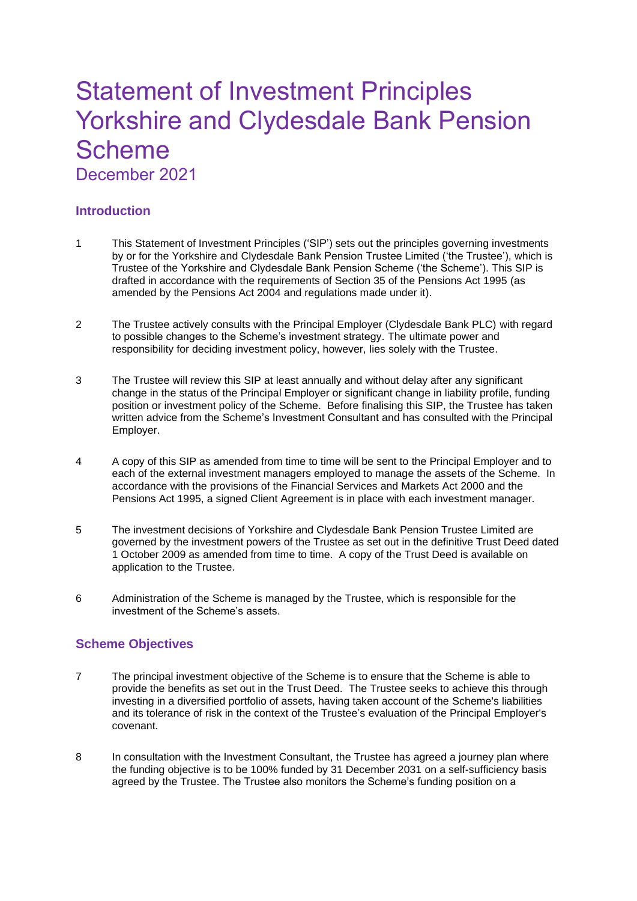# Statement of Investment Principles Yorkshire and Clydesdale Bank Pension Scheme

December 2021

## Introduction

1 This Statement of Investment Principles ('SIP') sets out the principles governing investments by or for the Yorkshire and Clydesdale Bank Pension Trustee Limited ('the Trustee'), which is Trustee of the Yorkshire and Clydesdale Bank Pension Scheme ('the Scheme'). This SIP is drafted in accordance with the requirements of Section 35 of the Pensions Act 1995 (as amended by the Pensions Act 2004 and regulations made under it).

2 The Trustee actively consults with the Principal Employer (Clydesdale Bank PLC) with regard to possible changes to the Scheme's investment strategy. The ultimate power and responsibility for deciding investment policy, however, lies solely with the Trustee.

3 The Trustee will review this SIP at least annually and without delay after any significant change in the status of the Principal Employer or significant change in liability profile, funding position or investment policy of the Scheme. Before finalising this SIP, the Trustee has taken written advice from the Scheme's Investment Consultant and has consulted with the Principal Employer.

4 A copy of this SIP as amended from time to time will be sent to the Principal Employer and to each of the external investment managers employed to manage the assets of the Scheme. In accordance with the provisions of the Financial Services and Markets Act 2000 and the Pensions Act 1995, a signed Client Agreement is in place with each investment manager.

5 The investment decisions of Yorkshire and Clydesdale Bank Pension Trustee Limited are governed by the investment powers of the Trustee as set out in the definitive Trust Deed dated 1 October 2009 as amended from time to time. A copy of the Trust Deed is available on application to the Trustee.

6 Administration of the Scheme is managed by the Trustee, which is responsible for the investment of the Scheme's assets.

## Scheme Objectives

7 The principal investment objective of the Scheme is to ensure that the Scheme is able to provide the benefits as set out in the Trust Deed. The Trustee seeks to achieve this through investing in a diversified portfolio of assets, having taken account of the Scheme's liabilities and its tolerance of risk in the context of the Trustee's evaluation of the Principal Employer's covenant.

8 In consultation with the Investment Consultant, the Trustee has agreed a journey plan where the funding objective is to be 100% funded by 31 December 2031 on a self-sufficiency basis agreed by the Trustee. The Trustee also monitors the Scheme's funding position on a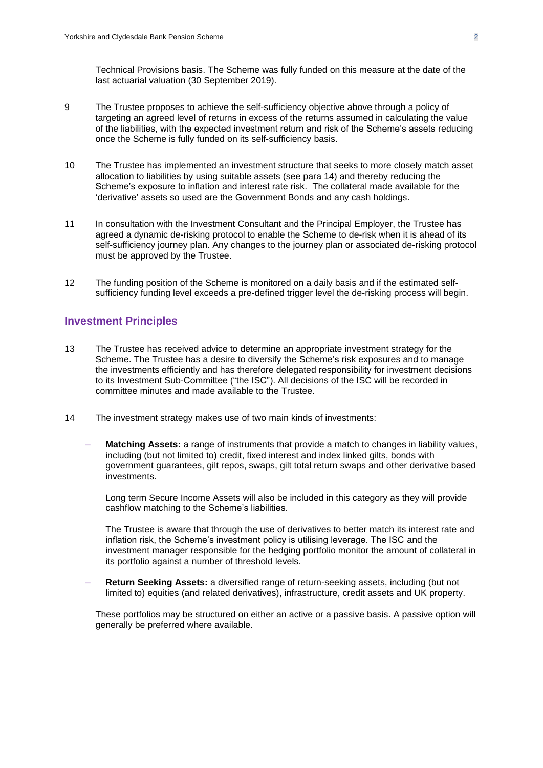Technical Provisions basis. The Scheme was fully funded on this measure at the date of the last actuarial valuation (30 September 2019).

9 The Trustee proposes to achieve the self-sufficiency objective above through a policy of targeting an agreed level of returns in excess of the returns assumed in calculating the value of the liabilities, with the expected investment return and risk of the Scheme's assets reducing once the Scheme is fully funded on its self-sufficiency basis.

10 The Trustee has implemented an investment structure that seeks to more closely match asset allocation to liabilities by using suitable assets (see para 14) and thereby reducing the Scheme's exposure to inflation and interest rate risk. The collateral made available for the 'derivative' assets so used are the Government Bonds and any cash holdings.

11 In consultation with the Investment Consultant and the Principal Employer, the Trustee has agreed a dynamic de-risking protocol to enable the Scheme to de-risk when it is ahead of its self-sufficiency journey plan. Any changes to the journey plan or associated de-risking protocol must be approved by the Trustee.

12 The funding position of the Scheme is monitored on a daily basis and if the estimated self-sufficiency funding level exceeds a pre-defined trigger level the de-risking process will begin.

## Investment Principles

13 The Trustee has received advice to determine an appropriate investment strategy for the Scheme. The Trustee has a desire to diversify the Scheme's risk exposures and to manage the investments efficiently and has therefore delegated responsibility for investment decisions to its Investment Sub-Committee ("the ISC"). All decisions of the ISC will be recorded in committee minutes and made available to the Trustee.

14 The investment strategy makes use of two main kinds of investments:

- **Matching Assets:** a range of instruments that provide a match to changes in liability values, including (but not limited to) credit, fixed interest and index linked gilts, bonds with government guarantees, gilt repos, swaps, gilt total return swaps and other derivative based investments.

  Long term Secure Income Assets will also be included in this category as they will provide cashflow matching to the Scheme's liabilities.

  The Trustee is aware that through the use of derivatives to better match its interest rate and inflation risk, the Scheme's investment policy is utilising leverage. The ISC and the investment manager responsible for the hedging portfolio monitor the amount of collateral in its portfolio against a number of threshold levels.

- **Return Seeking Assets:** a diversified range of return-seeking assets, including (but not limited to) equities (and related derivatives), infrastructure, credit assets and UK property.

These portfolios may be structured on either an active or a passive basis. A passive option will generally be preferred where available.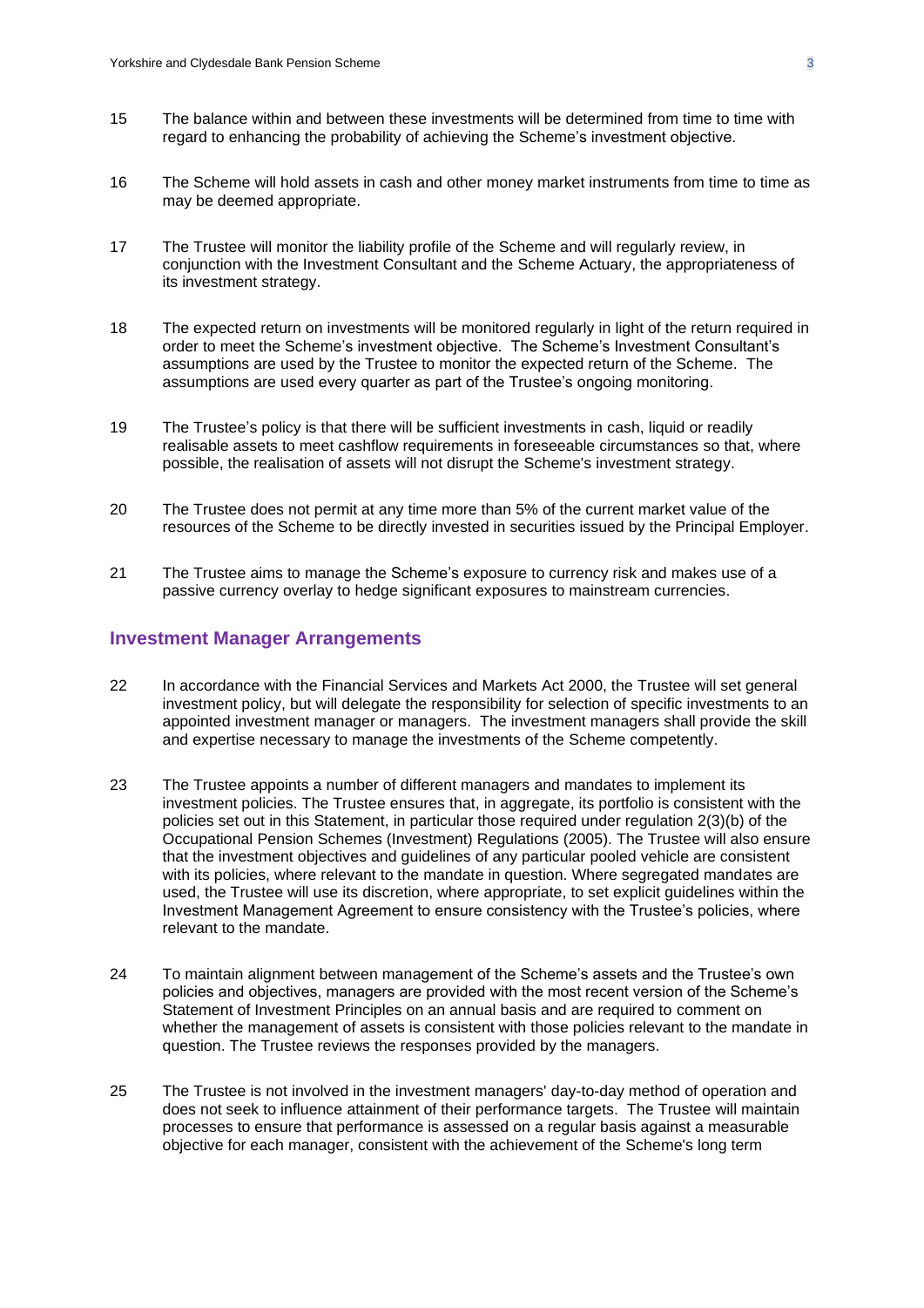15 The balance within and between these investments will be determined from time to time with regard to enhancing the probability of achieving the Scheme's investment objective.

16 The Scheme will hold assets in cash and other money market instruments from time to time as may be deemed appropriate.

17 The Trustee will monitor the liability profile of the Scheme and will regularly review, in conjunction with the Investment Consultant and the Scheme Actuary, the appropriateness of its investment strategy.

18 The expected return on investments will be monitored regularly in light of the return required in order to meet the Scheme's investment objective. The Scheme's Investment Consultant's assumptions are used by the Trustee to monitor the expected return of the Scheme. The assumptions are used every quarter as part of the Trustee's ongoing monitoring.

19 The Trustee's policy is that there will be sufficient investments in cash, liquid or readily realisable assets to meet cashflow requirements in foreseeable circumstances so that, where possible, the realisation of assets will not disrupt the Scheme's investment strategy.

20 The Trustee does not permit at any time more than 5% of the current market value of the resources of the Scheme to be directly invested in securities issued by the Principal Employer.

21 The Trustee aims to manage the Scheme's exposure to currency risk and makes use of a passive currency overlay to hedge significant exposures to mainstream currencies.

## Investment Manager Arrangements

22 In accordance with the Financial Services and Markets Act 2000, the Trustee will set general investment policy, but will delegate the responsibility for selection of specific investments to an appointed investment manager or managers. The investment managers shall provide the skill and expertise necessary to manage the investments of the Scheme competently.

23 The Trustee appoints a number of different managers and mandates to implement its investment policies. The Trustee ensures that, in aggregate, its portfolio is consistent with the policies set out in this Statement, in particular those required under regulation 2(3)(b) of the Occupational Pension Schemes (Investment) Regulations (2005). The Trustee will also ensure that the investment objectives and guidelines of any particular pooled vehicle are consistent with its policies, where relevant to the mandate in question. Where segregated mandates are used, the Trustee will use its discretion, where appropriate, to set explicit guidelines within the Investment Management Agreement to ensure consistency with the Trustee's policies, where relevant to the mandate.

24 To maintain alignment between management of the Scheme's assets and the Trustee's own policies and objectives, managers are provided with the most recent version of the Scheme's Statement of Investment Principles on an annual basis and are required to comment on whether the management of assets is consistent with those policies relevant to the mandate in question. The Trustee reviews the responses provided by the managers.

25 The Trustee is not involved in the investment managers' day-to-day method of operation and does not seek to influence attainment of their performance targets. The Trustee will maintain processes to ensure that performance is assessed on a regular basis against a measurable objective for each manager, consistent with the achievement of the Scheme's long term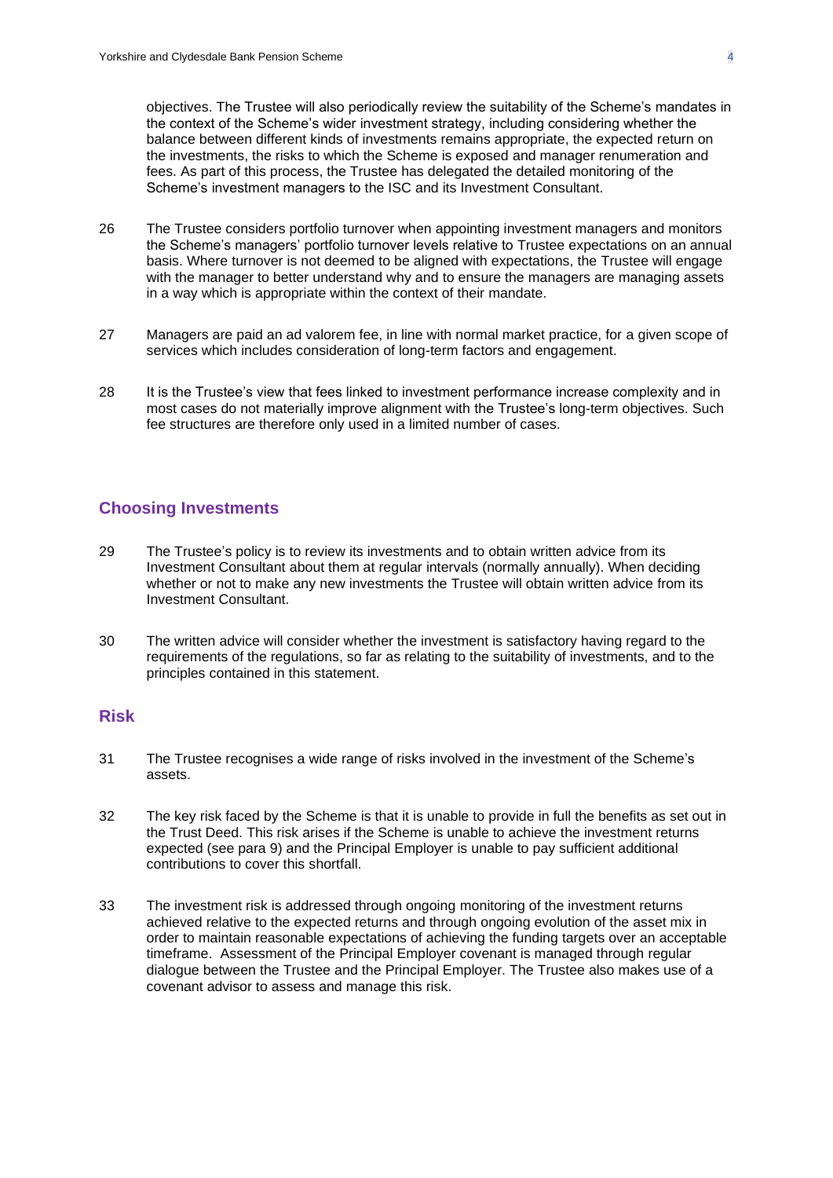objectives. The Trustee will also periodically review the suitability of the Scheme's mandates in the context of the Scheme's wider investment strategy, including considering whether the balance between different kinds of investments remains appropriate, the expected return on the investments, the risks to which the Scheme is exposed and manager renumeration and fees. As part of this process, the Trustee has delegated the detailed monitoring of the Scheme's investment managers to the ISC and its Investment Consultant.

26 The Trustee considers portfolio turnover when appointing investment managers and monitors the Scheme's managers' portfolio turnover levels relative to Trustee expectations on an annual basis. Where turnover is not deemed to be aligned with expectations, the Trustee will engage with the manager to better understand why and to ensure the managers are managing assets in a way which is appropriate within the context of their mandate.

27 Managers are paid an ad valorem fee, in line with normal market practice, for a given scope of services which includes consideration of long-term factors and engagement.

28 It is the Trustee's view that fees linked to investment performance increase complexity and in most cases do not materially improve alignment with the Trustee's long-term objectives. Such fee structures are therefore only used in a limited number of cases.

## Choosing Investments

29 The Trustee's policy is to review its investments and to obtain written advice from its Investment Consultant about them at regular intervals (normally annually). When deciding whether or not to make any new investments the Trustee will obtain written advice from its Investment Consultant.

30 The written advice will consider whether the investment is satisfactory having regard to the requirements of the regulations, so far as relating to the suitability of investments, and to the principles contained in this statement.

## Risk

31 The Trustee recognises a wide range of risks involved in the investment of the Scheme's assets.

32 The key risk faced by the Scheme is that it is unable to provide in full the benefits as set out in the Trust Deed. This risk arises if the Scheme is unable to achieve the investment returns expected (see para 9) and the Principal Employer is unable to pay sufficient additional contributions to cover this shortfall.

33 The investment risk is addressed through ongoing monitoring of the investment returns achieved relative to the expected returns and through ongoing evolution of the asset mix in order to maintain reasonable expectations of achieving the funding targets over an acceptable timeframe. Assessment of the Principal Employer covenant is managed through regular dialogue between the Trustee and the Principal Employer. The Trustee also makes use of a covenant advisor to assess and manage this risk.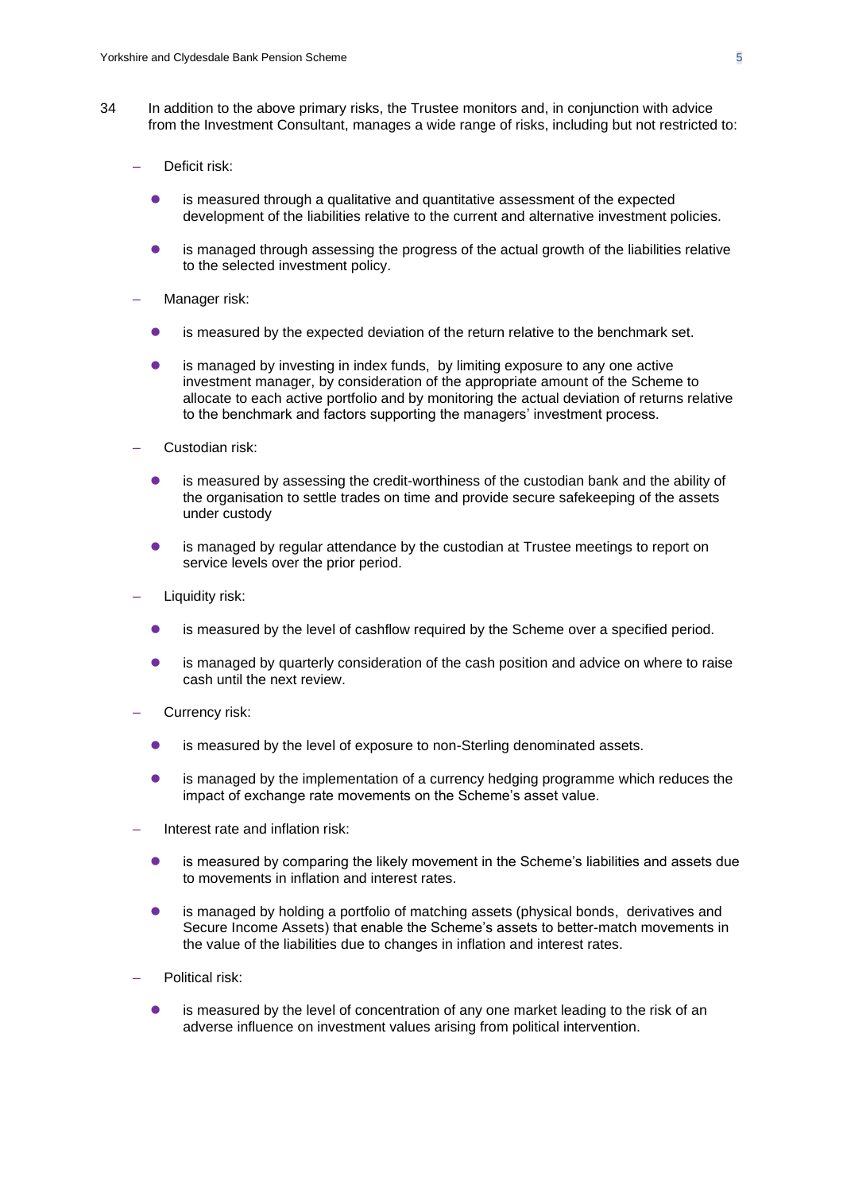34 In addition to the above primary risks, the Trustee monitors and, in conjunction with advice from the Investment Consultant, manages a wide range of risks, including but not restricted to:

- Deficit risk:
  - is measured through a qualitative and quantitative assessment of the expected development of the liabilities relative to the current and alternative investment policies.
  - is managed through assessing the progress of the actual growth of the liabilities relative to the selected investment policy.
- Manager risk:
  - is measured by the expected deviation of the return relative to the benchmark set.
  - is managed by investing in index funds, by limiting exposure to any one active investment manager, by consideration of the appropriate amount of the Scheme to allocate to each active portfolio and by monitoring the actual deviation of returns relative to the benchmark and factors supporting the managers' investment process.
- Custodian risk:
  - is measured by assessing the credit-worthiness of the custodian bank and the ability of the organisation to settle trades on time and provide secure safekeeping of the assets under custody
  - is managed by regular attendance by the custodian at Trustee meetings to report on service levels over the prior period.
- Liquidity risk:
  - is measured by the level of cashflow required by the Scheme over a specified period.
  - is managed by quarterly consideration of the cash position and advice on where to raise cash until the next review.
- Currency risk:
  - is measured by the level of exposure to non-Sterling denominated assets.
  - is managed by the implementation of a currency hedging programme which reduces the impact of exchange rate movements on the Scheme's asset value.
- Interest rate and inflation risk:
  - is measured by comparing the likely movement in the Scheme's liabilities and assets due to movements in inflation and interest rates.
  - is managed by holding a portfolio of matching assets (physical bonds, derivatives and Secure Income Assets) that enable the Scheme's assets to better-match movements in the value of the liabilities due to changes in inflation and interest rates.
- Political risk:
  - is measured by the level of concentration of any one market leading to the risk of an adverse influence on investment values arising from political intervention.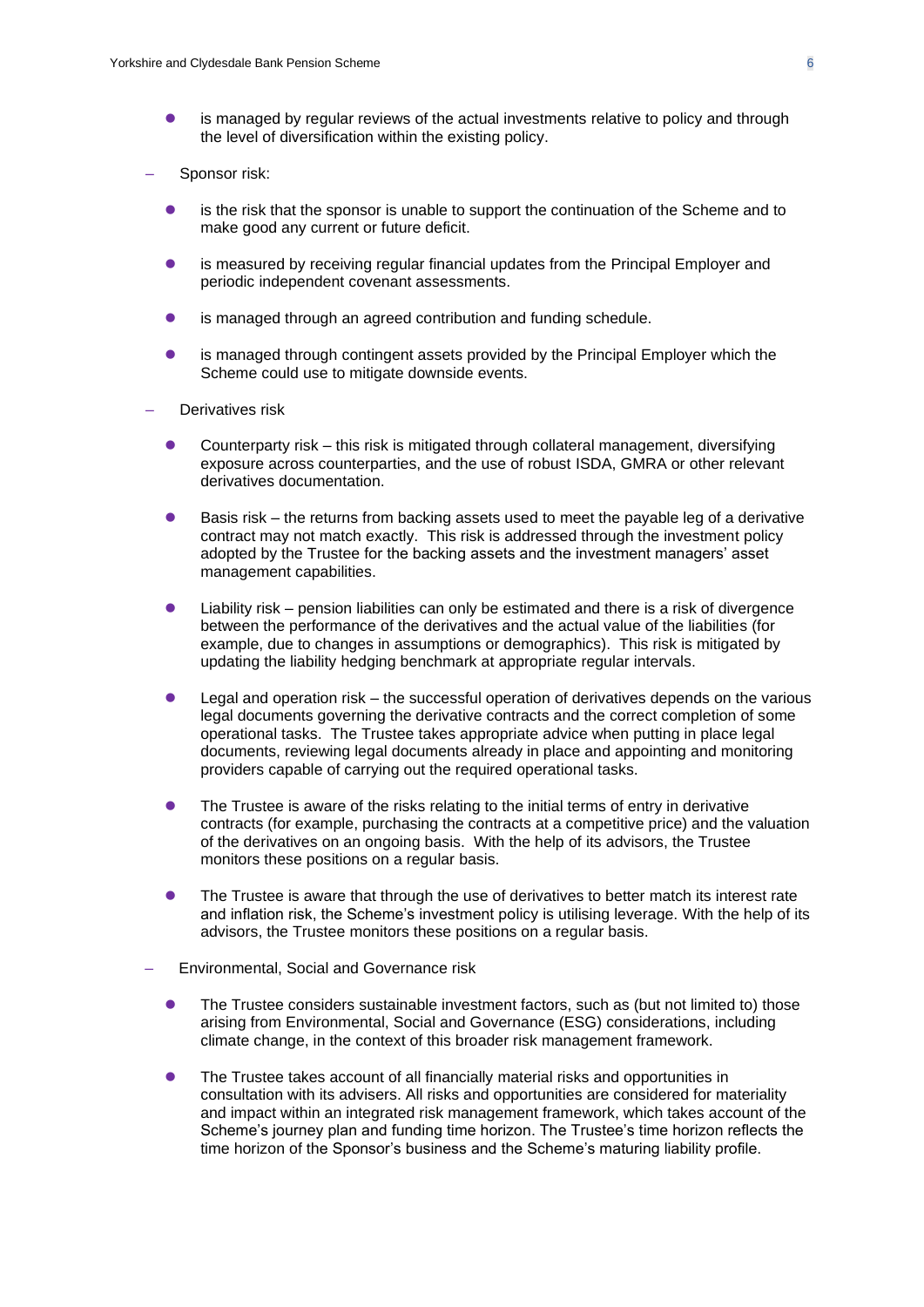- is managed by regular reviews of the actual investments relative to policy and through the level of diversification within the existing policy.

- Sponsor risk:

  - is the risk that the sponsor is unable to support the continuation of the Scheme and to make good any current or future deficit.

  - is measured by receiving regular financial updates from the Principal Employer and periodic independent covenant assessments.

  - is managed through an agreed contribution and funding schedule.

  - is managed through contingent assets provided by the Principal Employer which the Scheme could use to mitigate downside events.

- Derivatives risk

  - Counterparty risk – this risk is mitigated through collateral management, diversifying exposure across counterparties, and the use of robust ISDA, GMRA or other relevant derivatives documentation.

  - Basis risk – the returns from backing assets used to meet the payable leg of a derivative contract may not match exactly. This risk is addressed through the investment policy adopted by the Trustee for the backing assets and the investment managers' asset management capabilities.

  - Liability risk – pension liabilities can only be estimated and there is a risk of divergence between the performance of the derivatives and the actual value of the liabilities (for example, due to changes in assumptions or demographics). This risk is mitigated by updating the liability hedging benchmark at appropriate regular intervals.

  - Legal and operation risk – the successful operation of derivatives depends on the various legal documents governing the derivative contracts and the correct completion of some operational tasks. The Trustee takes appropriate advice when putting in place legal documents, reviewing legal documents already in place and appointing and monitoring providers capable of carrying out the required operational tasks.

  - The Trustee is aware of the risks relating to the initial terms of entry in derivative contracts (for example, purchasing the contracts at a competitive price) and the valuation of the derivatives on an ongoing basis. With the help of its advisors, the Trustee monitors these positions on a regular basis.

  - The Trustee is aware that through the use of derivatives to better match its interest rate and inflation risk, the Scheme's investment policy is utilising leverage. With the help of its advisors, the Trustee monitors these positions on a regular basis.

- Environmental, Social and Governance risk

  - The Trustee considers sustainable investment factors, such as (but not limited to) those arising from Environmental, Social and Governance (ESG) considerations, including climate change, in the context of this broader risk management framework.

  - The Trustee takes account of all financially material risks and opportunities in consultation with its advisers. All risks and opportunities are considered for materiality and impact within an integrated risk management framework, which takes account of the Scheme's journey plan and funding time horizon. The Trustee's time horizon reflects the time horizon of the Sponsor's business and the Scheme's maturing liability profile.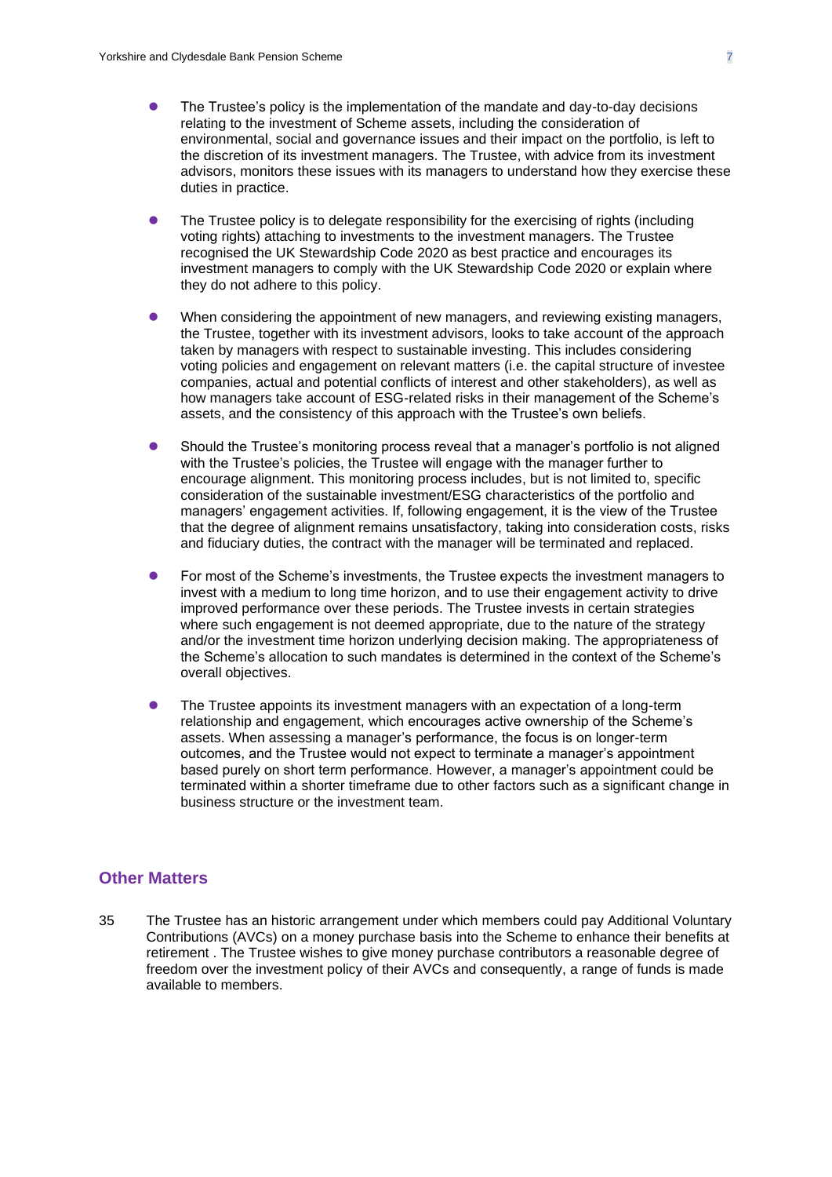- The Trustee's policy is the implementation of the mandate and day-to-day decisions relating to the investment of Scheme assets, including the consideration of environmental, social and governance issues and their impact on the portfolio, is left to the discretion of its investment managers. The Trustee, with advice from its investment advisors, monitors these issues with its managers to understand how they exercise these duties in practice.

- The Trustee policy is to delegate responsibility for the exercising of rights (including voting rights) attaching to investments to the investment managers. The Trustee recognised the UK Stewardship Code 2020 as best practice and encourages its investment managers to comply with the UK Stewardship Code 2020 or explain where they do not adhere to this policy.

- When considering the appointment of new managers, and reviewing existing managers, the Trustee, together with its investment advisors, looks to take account of the approach taken by managers with respect to sustainable investing. This includes considering voting policies and engagement on relevant matters (i.e. the capital structure of investee companies, actual and potential conflicts of interest and other stakeholders), as well as how managers take account of ESG-related risks in their management of the Scheme's assets, and the consistency of this approach with the Trustee's own beliefs.

- Should the Trustee's monitoring process reveal that a manager's portfolio is not aligned with the Trustee's policies, the Trustee will engage with the manager further to encourage alignment. This monitoring process includes, but is not limited to, specific consideration of the sustainable investment/ESG characteristics of the portfolio and managers' engagement activities. If, following engagement, it is the view of the Trustee that the degree of alignment remains unsatisfactory, taking into consideration costs, risks and fiduciary duties, the contract with the manager will be terminated and replaced.

- For most of the Scheme's investments, the Trustee expects the investment managers to invest with a medium to long time horizon, and to use their engagement activity to drive improved performance over these periods. The Trustee invests in certain strategies where such engagement is not deemed appropriate, due to the nature of the strategy and/or the investment time horizon underlying decision making. The appropriateness of the Scheme's allocation to such mandates is determined in the context of the Scheme's overall objectives.

- The Trustee appoints its investment managers with an expectation of a long-term relationship and engagement, which encourages active ownership of the Scheme's assets. When assessing a manager's performance, the focus is on longer-term outcomes, and the Trustee would not expect to terminate a manager's appointment based purely on short term performance. However, a manager's appointment could be terminated within a shorter timeframe due to other factors such as a significant change in business structure or the investment team.

## Other Matters

35 The Trustee has an historic arrangement under which members could pay Additional Voluntary Contributions (AVCs) on a money purchase basis into the Scheme to enhance their benefits at retirement . The Trustee wishes to give money purchase contributors a reasonable degree of freedom over the investment policy of their AVCs and consequently, a range of funds is made available to members.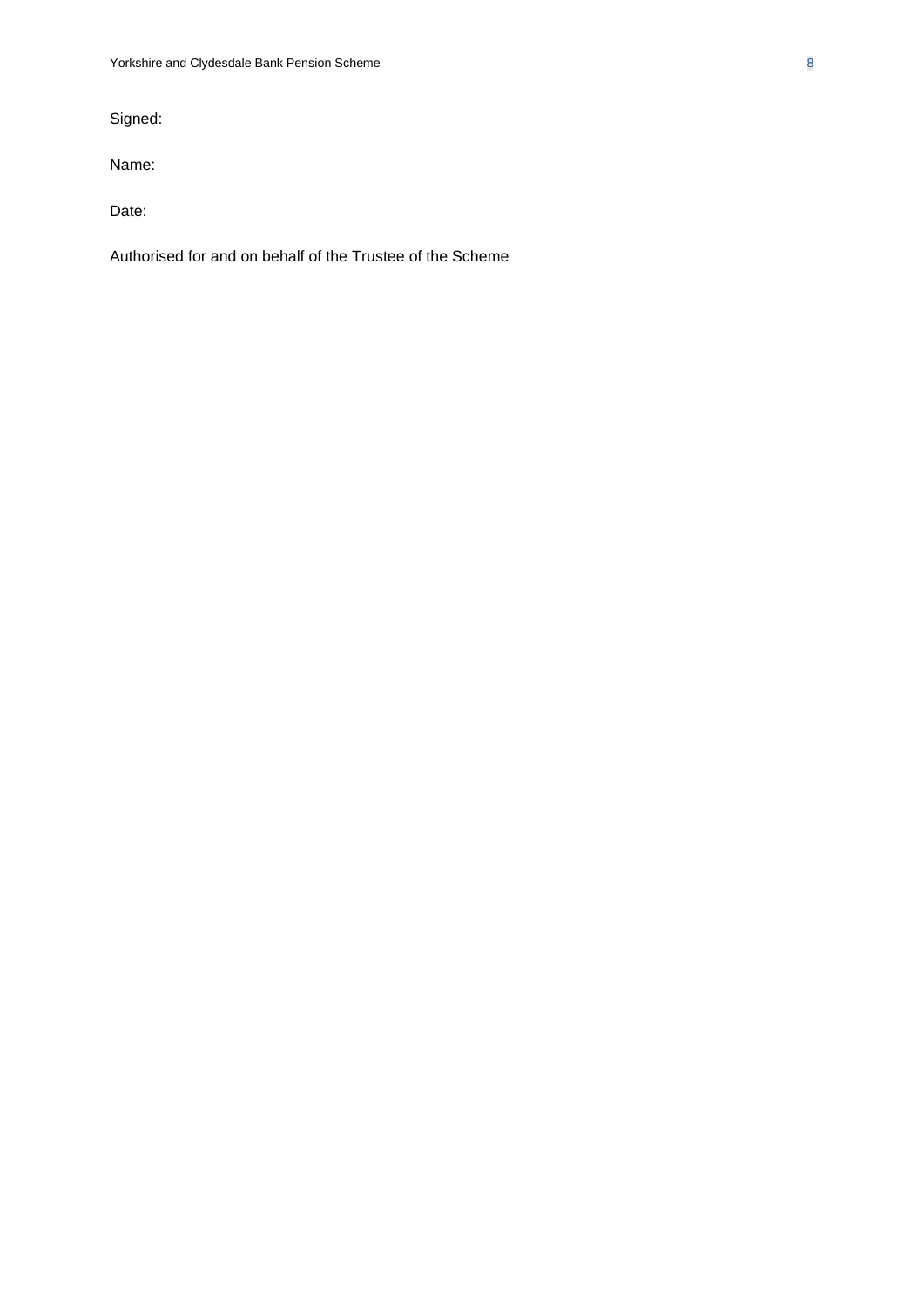Signed:

Name:

Date:

Authorised for and on behalf of the Trustee of the Scheme